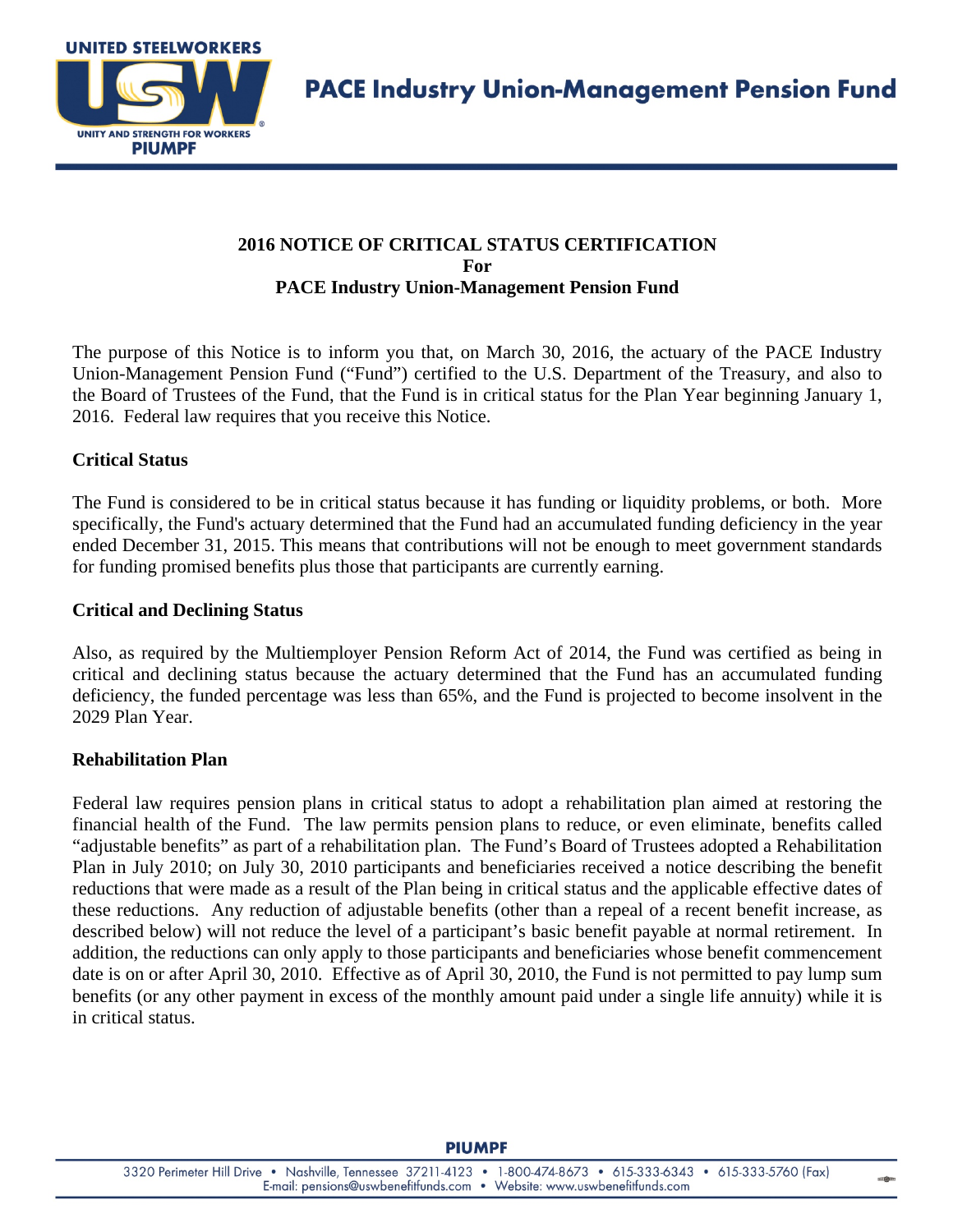# PACE Industry Union-Management Pension Fund

## 2016 NOTICE OF CRITICAL STATUS CERTIFICATION
**For**
**PACE Industry Union-Management Pension Fund**

The purpose of this Notice is to inform you that, on March 30, 2016, the actuary of the PACE Industry Union-Management Pension Fund ("Fund") certified to the U.S. Department of the Treasury, and also to the Board of Trustees of the Fund, that the Fund is in critical status for the Plan Year beginning January 1, 2016. Federal law requires that you receive this Notice.

### Critical Status

The Fund is considered to be in critical status because it has funding or liquidity problems, or both. More specifically, the Fund's actuary determined that the Fund had an accumulated funding deficiency in the year ended December 31, 2015. This means that contributions will not be enough to meet government standards for funding promised benefits plus those that participants are currently earning.

### Critical and Declining Status

Also, as required by the Multiemployer Pension Reform Act of 2014, the Fund was certified as being in critical and declining status because the actuary determined that the Fund has an accumulated funding deficiency, the funded percentage was less than 65%, and the Fund is projected to become insolvent in the 2029 Plan Year.

### Rehabilitation Plan

Federal law requires pension plans in critical status to adopt a rehabilitation plan aimed at restoring the financial health of the Fund. The law permits pension plans to reduce, or even eliminate, benefits called "adjustable benefits" as part of a rehabilitation plan. The Fund's Board of Trustees adopted a Rehabilitation Plan in July 2010; on July 30, 2010 participants and beneficiaries received a notice describing the benefit reductions that were made as a result of the Plan being in critical status and the applicable effective dates of these reductions. Any reduction of adjustable benefits (other than a repeal of a recent benefit increase, as described below) will not reduce the level of a participant's basic benefit payable at normal retirement. In addition, the reductions can only apply to those participants and beneficiaries whose benefit commencement date is on or after April 30, 2010. Effective as of April 30, 2010, the Fund is not permitted to pay lump sum benefits (or any other payment in excess of the monthly amount paid under a single life annuity) while it is in critical status.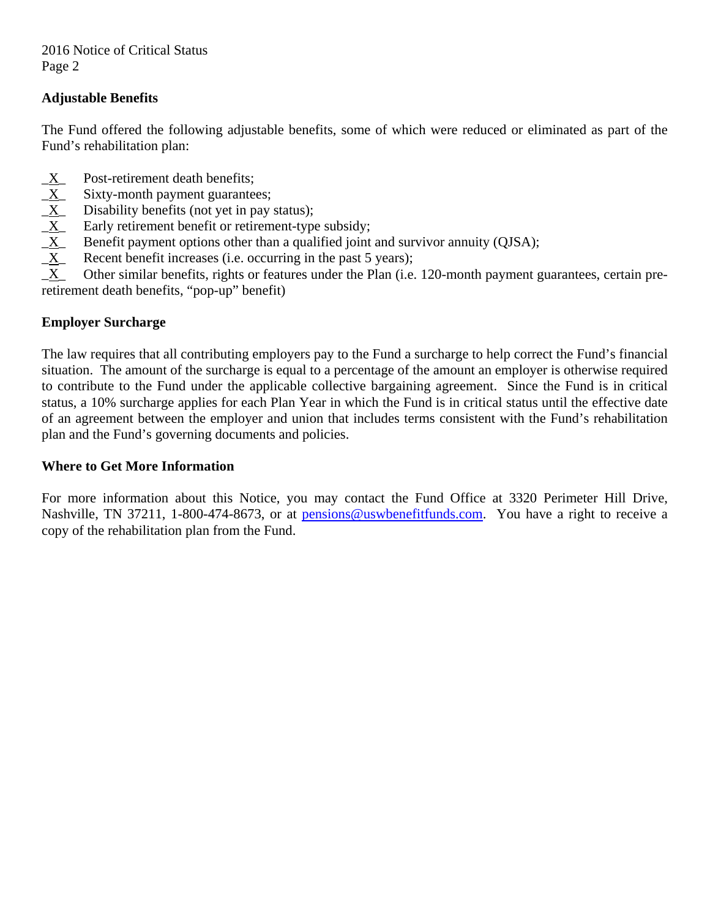## Adjustable Benefits

The Fund offered the following adjustable benefits, some of which were reduced or eliminated as part of the Fund's rehabilitation plan:

- _X_ Post-retirement death benefits;
- _X_ Sixty-month payment guarantees;
- _X_ Disability benefits (not yet in pay status);
- _X_ Early retirement benefit or retirement-type subsidy;
- _X_ Benefit payment options other than a qualified joint and survivor annuity (QJSA);
- _X_ Recent benefit increases (i.e. occurring in the past 5 years);
- _X_ Other similar benefits, rights or features under the Plan (i.e. 120-month payment guarantees, certain pre-retirement death benefits, "pop-up" benefit)

## Employer Surcharge

The law requires that all contributing employers pay to the Fund a surcharge to help correct the Fund's financial situation. The amount of the surcharge is equal to a percentage of the amount an employer is otherwise required to contribute to the Fund under the applicable collective bargaining agreement. Since the Fund is in critical status, a 10% surcharge applies for each Plan Year in which the Fund is in critical status until the effective date of an agreement between the employer and union that includes terms consistent with the Fund's rehabilitation plan and the Fund's governing documents and policies.

## Where to Get More Information

For more information about this Notice, you may contact the Fund Office at 3320 Perimeter Hill Drive, Nashville, TN 37211, 1-800-474-8673, or at pensions@uswbenefitfunds.com. You have a right to receive a copy of the rehabilitation plan from the Fund.